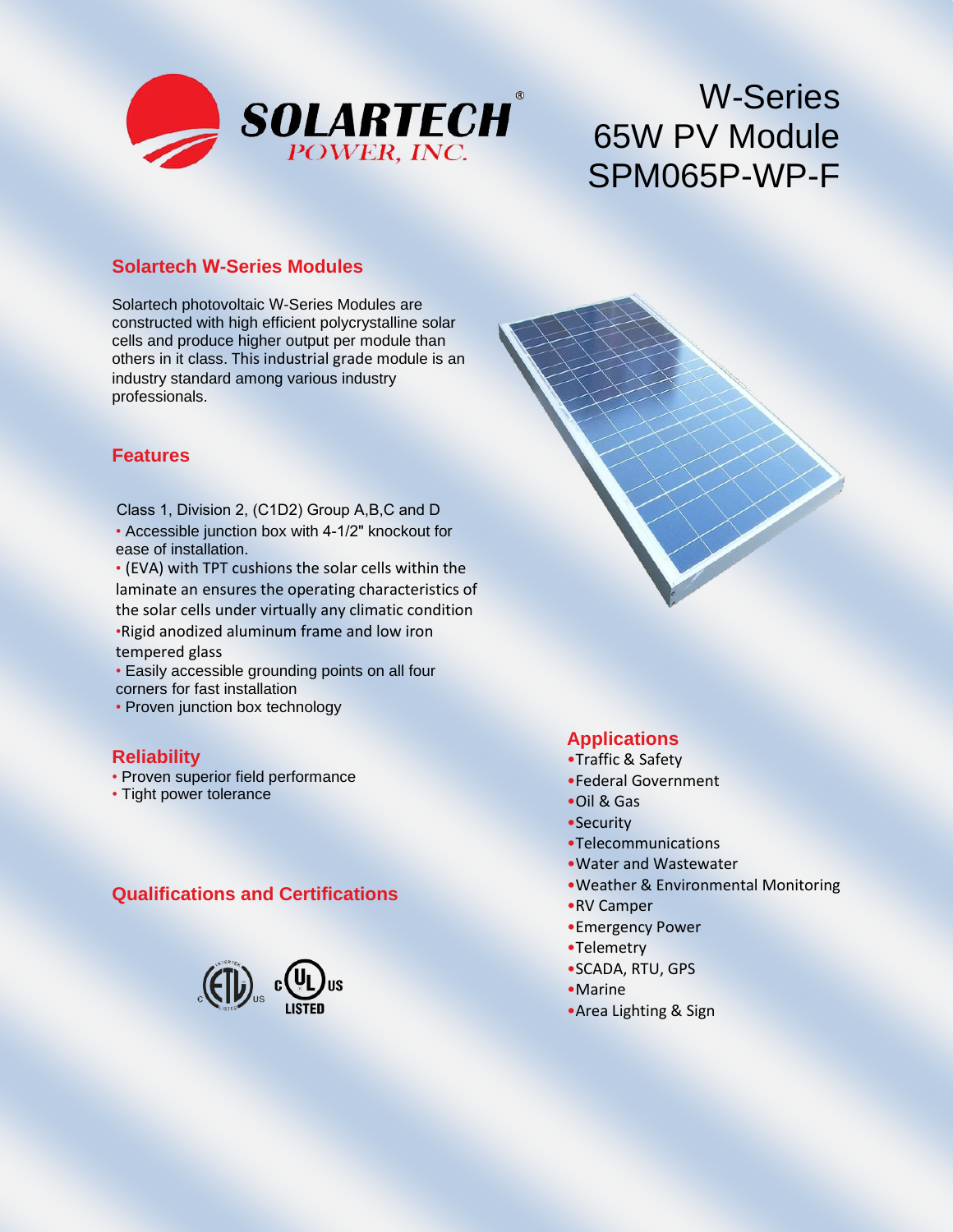SOLARTECH® POWER, INC.

# W-Series 65W PV Module SPM065P-WP-F

## Solartech W-Series Modules

Solartech photovoltaic W-Series Modules are constructed with high efficient polycrystalline solar cells and produce higher output per module than others in it class. This industrial grade module is an industry standard among various industry professionals.

## Features

Class 1, Division 2, (C1D2) Group A,B,C and D

- Accessible junction box with 4-1/2" knockout for ease of installation.
- (EVA) with TPT cushions the solar cells within the laminate an ensures the operating characteristics of the solar cells under virtually any climatic condition
- Rigid anodized aluminum frame and low iron tempered glass
- Easily accessible grounding points on all four corners for fast installation
- Proven junction box technology

## Reliability

- Proven superior field performance
- Tight power tolerance

## Qualifications and Certifications

ETL Listed (C US) · C UL US LISTED

## Applications

- Traffic & Safety
- Federal Government
- Oil & Gas
- Security
- Telecommunications
- Water and Wastewater
- Weather & Environmental Monitoring
- RV Camper
- Emergency Power
- Telemetry
- SCADA, RTU, GPS
- Marine
- Area Lighting & Sign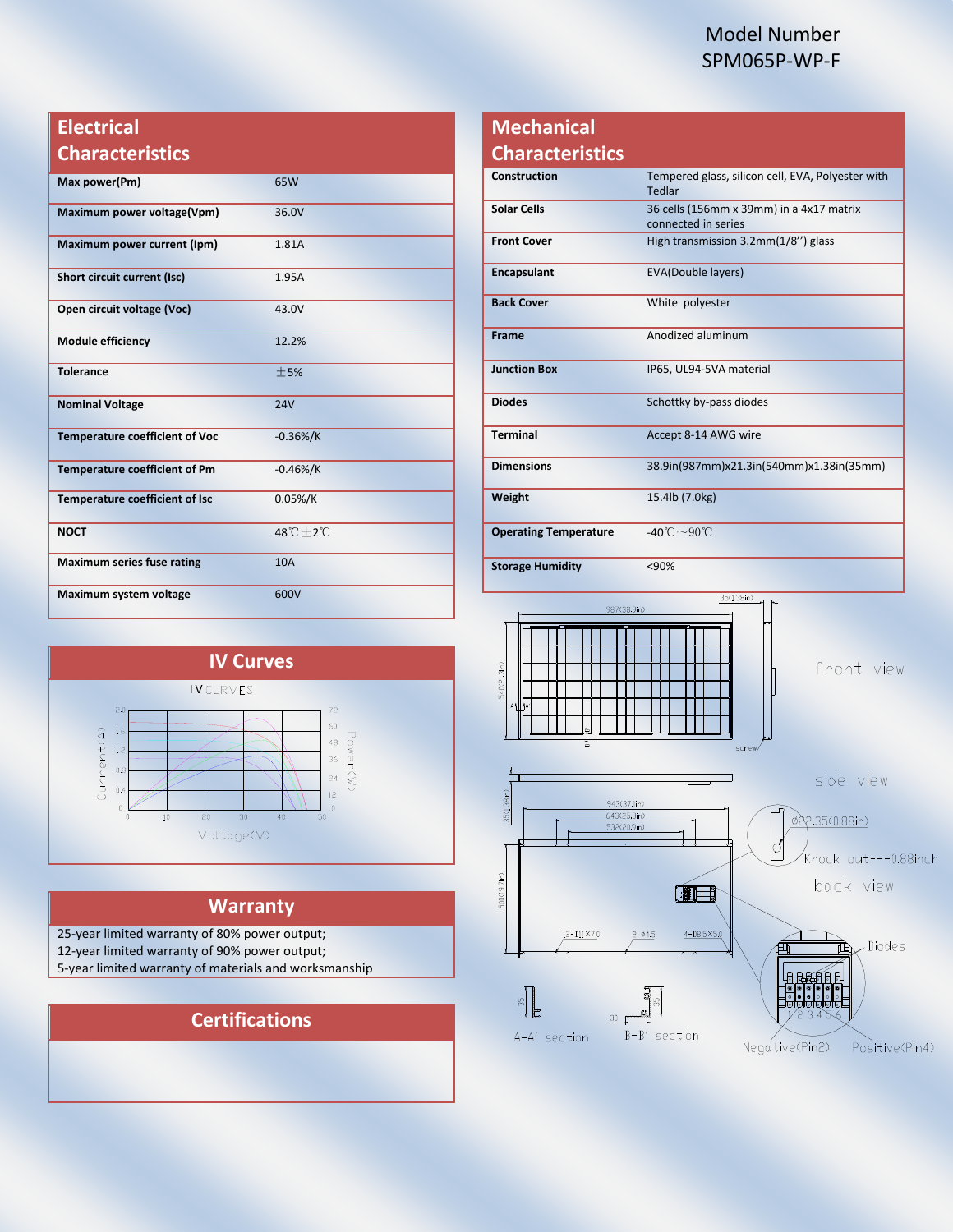Model Number
SPM065P-WP-F

## Electrical Characteristics

| | |
|---|---|
| **Max power(Pm)** | 65W |
| **Maximum power voltage(Vpm)** | 36.0V |
| **Maximum power current (Ipm)** | 1.81A |
| **Short circuit current (Isc)** | 1.95A |
| **Open circuit voltage (Voc)** | 43.0V |
| **Module efficiency** | 12.2% |
| **Tolerance** | ±5% |
| **Nominal Voltage** | 24V |
| **Temperature coefficient of Voc** | -0.36%/K |
| **Temperature coefficient of Pm** | -0.46%/K |
| **Temperature coefficient of Isc** | 0.05%/K |
| **NOCT** | 48℃±2℃ |
| **Maximum series fuse rating** | 10A |
| **Maximum system voltage** | 600V |

## IV Curves

IV CURVES

Current(A)

Power(W)

Voltage(V)

2.0
1.6
1.2
0.8
0.4
0

72
60
48
36
24
12
0

0 10 20 30 40 50

## Warranty

25-year limited warranty of 80% power output;
12-year limited warranty of 90% power output;
5-year limited warranty of materials and workmanship

## Certifications

## Mechanical Characteristics

| | |
|---|---|
| **Construction** | Tempered glass, silicon cell, EVA, Polyester with Tedlar |
| **Solar Cells** | 36 cells (156mm x 39mm) in a 4x17 matrix connected in series |
| **Front Cover** | High transmission 3.2mm(1/8'') glass |
| **Encapsulant** | EVA(Double layers) |
| **Back Cover** | White polyester |
| **Frame** | Anodized aluminum |
| **Junction Box** | IP65, UL94-5VA material |
| **Diodes** | Schottky by-pass diodes |
| **Terminal** | Accept 8-14 AWG wire |
| **Dimensions** | 38.9in(987mm)x21.3in(540mm)x1.38in(35mm) |
| **Weight** | 15.4lb (7.0kg) |
| **Operating Temperature** | -40℃～90℃ |
| **Storage Humidity** | <90% |

987(38.9in)

35(1.38in)

540(21.3in)

screw

front view

side view

943(37.1in)
643(25.3in)
532(20.9in)

35(1.38in)

500(19.7in)

Ø22.35(0.88in)

Knock out---0.88inch

back view

12-Ø11X7.0
2-Ø4.5
4-Ø8.5X5.0

Diodes

A-A' section

B-B' section

Negative(Pin2)

Positive(Pin4)

1 2 3 4 5 6